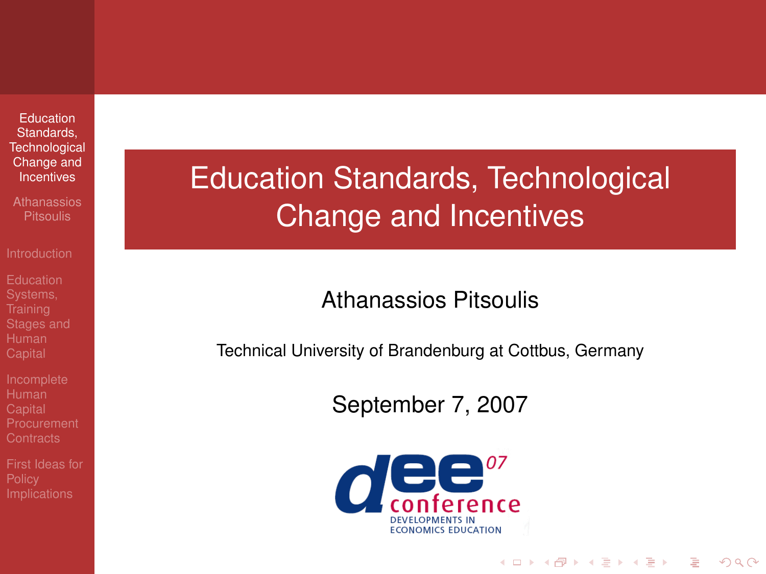# Education Standards, Technological Change and Incentives

Athanassios Pitsoulis

Technical University of Brandenburg at Cottbus, Germany

September 7, 2007

dee 07 conference
DEVELOPMENTS IN ECONOMICS EDUCATION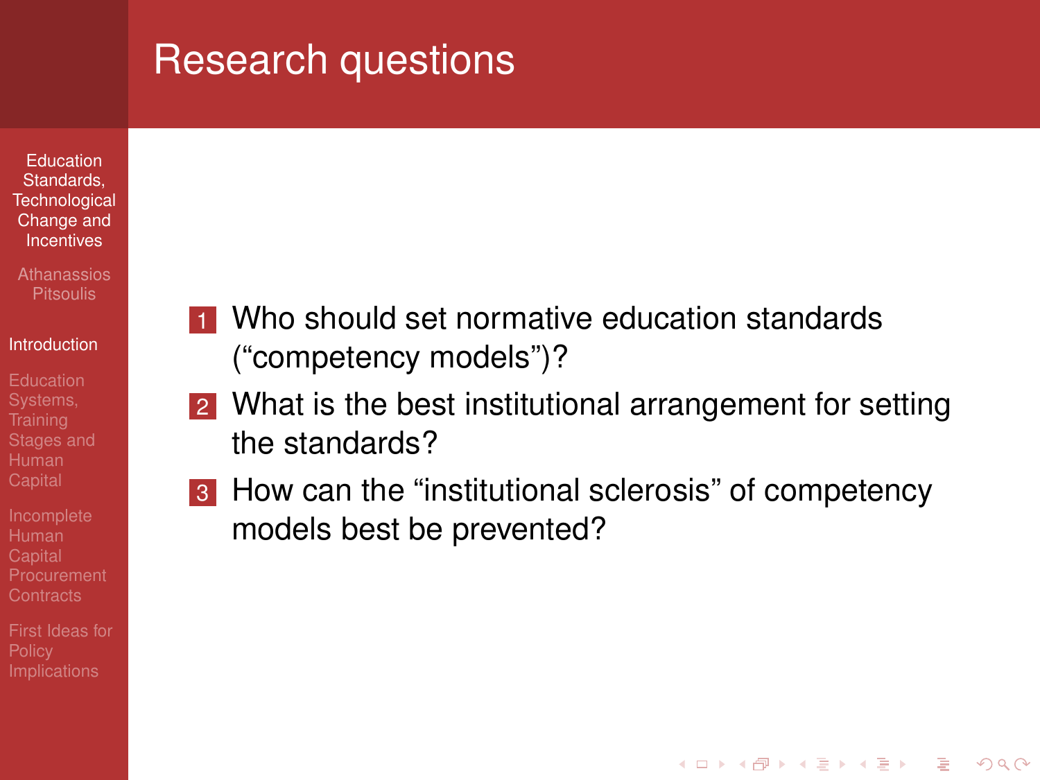# Research questions

1. Who should set normative education standards ("competency models")?
2. What is the best institutional arrangement for setting the standards?
3. How can the "institutional sclerosis" of competency models best be prevented?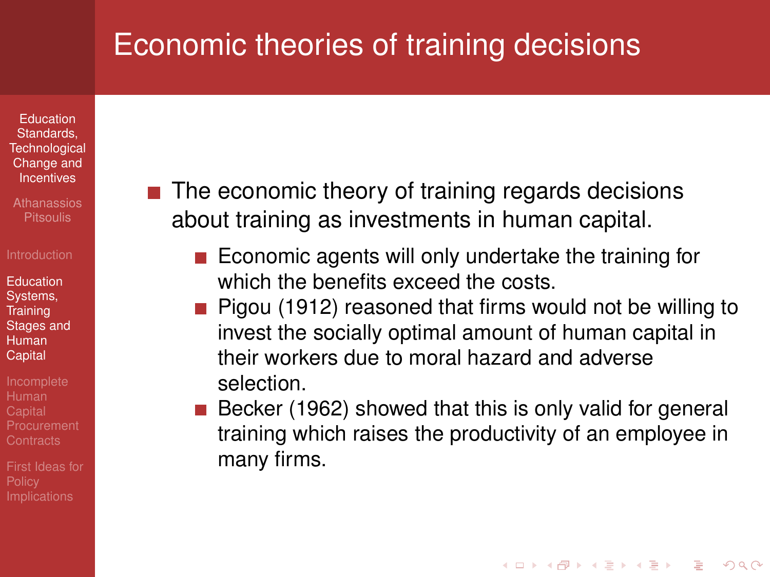# Economic theories of training decisions

- The economic theory of training regards decisions about training as investments in human capital.
  - Economic agents will only undertake the training for which the benefits exceed the costs.
  - Pigou (1912) reasoned that firms would not be willing to invest the socially optimal amount of human capital in their workers due to moral hazard and adverse selection.
  - Becker (1962) showed that this is only valid for general training which raises the productivity of an employee in many firms.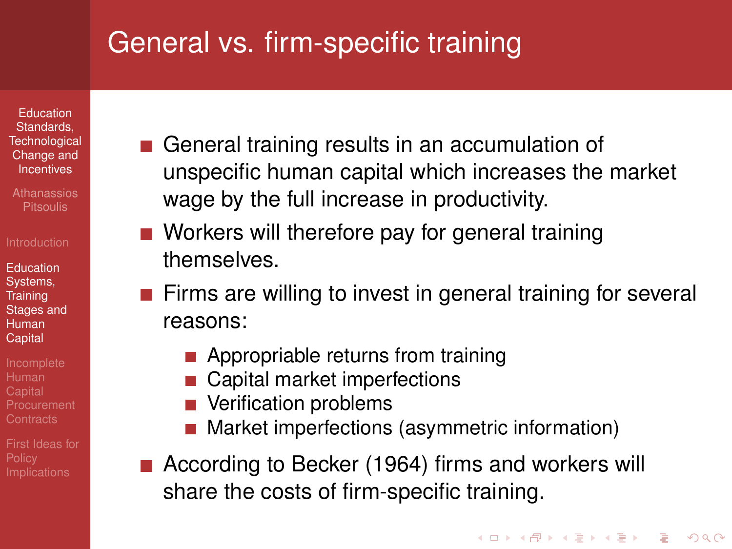# General vs. firm-specific training

- General training results in an accumulation of unspecific human capital which increases the market wage by the full increase in productivity.
- Workers will therefore pay for general training themselves.
- Firms are willing to invest in general training for several reasons:
  - Appropriable returns from training
  - Capital market imperfections
  - Verification problems
  - Market imperfections (asymmetric information)
- According to Becker (1964) firms and workers will share the costs of firm-specific training.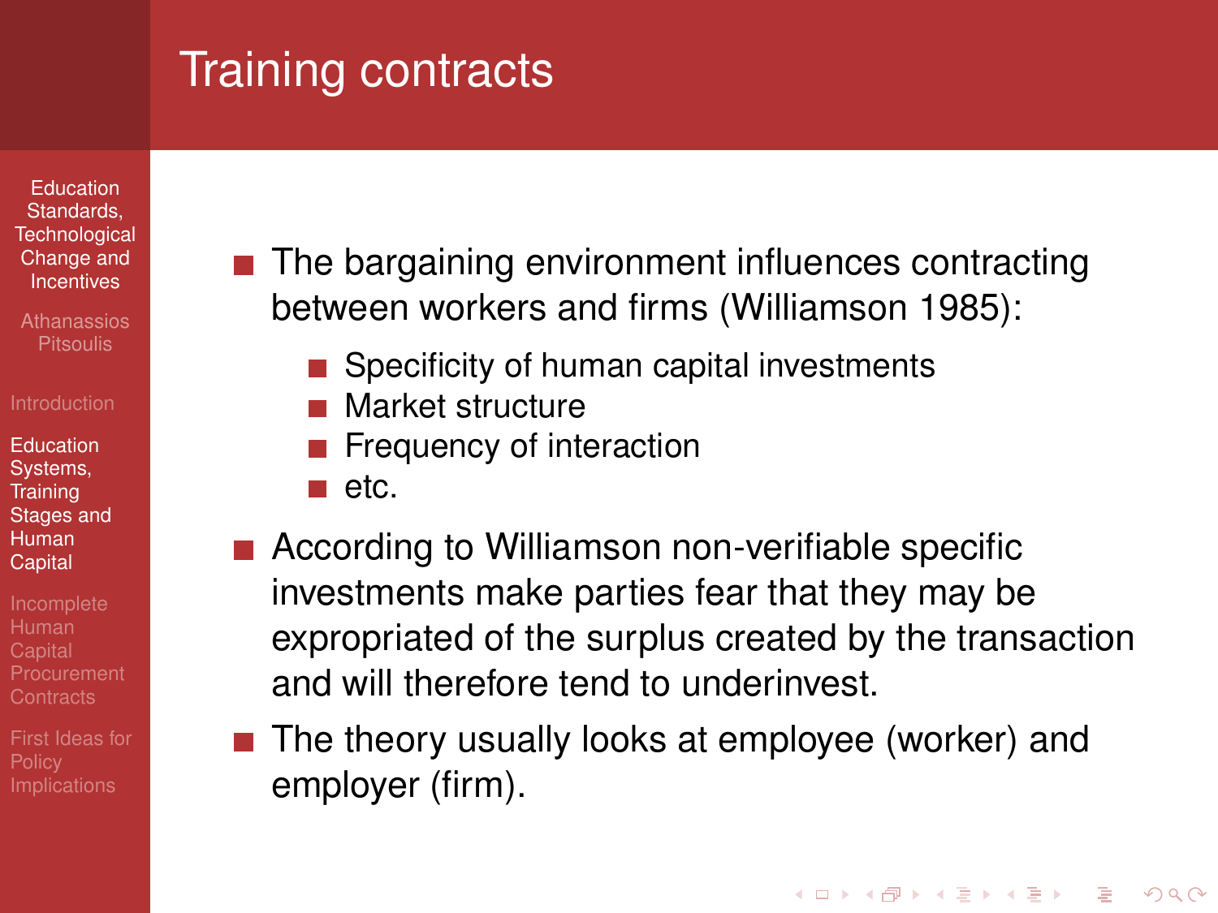# Training contracts

- The bargaining environment influences contracting between workers and firms (Williamson 1985):
  - Specificity of human capital investments
  - Market structure
  - Frequency of interaction
  - etc.
- According to Williamson non-verifiable specific investments make parties fear that they may be expropriated of the surplus created by the transaction and will therefore tend to underinvest.
- The theory usually looks at employee (worker) and employer (firm).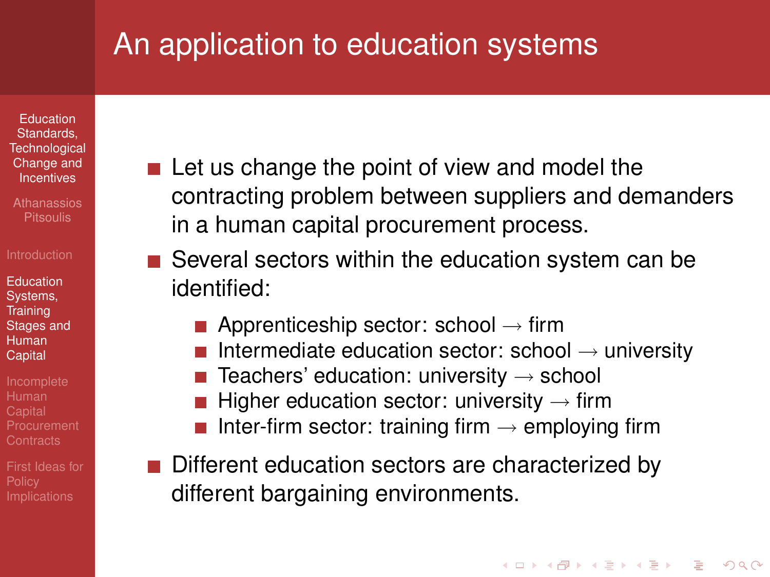# An application to education systems

- Let us change the point of view and model the contracting problem between suppliers and demanders in a human capital procurement process.
- Several sectors within the education system can be identified:
  - Apprenticeship sector: school $\rightarrow$ firm
  - Intermediate education sector: school $\rightarrow$ university
  - Teachers' education: university $\rightarrow$ school
  - Higher education sector: university $\rightarrow$ firm
  - Inter-firm sector: training firm $\rightarrow$ employing firm
- Different education sectors are characterized by different bargaining environments.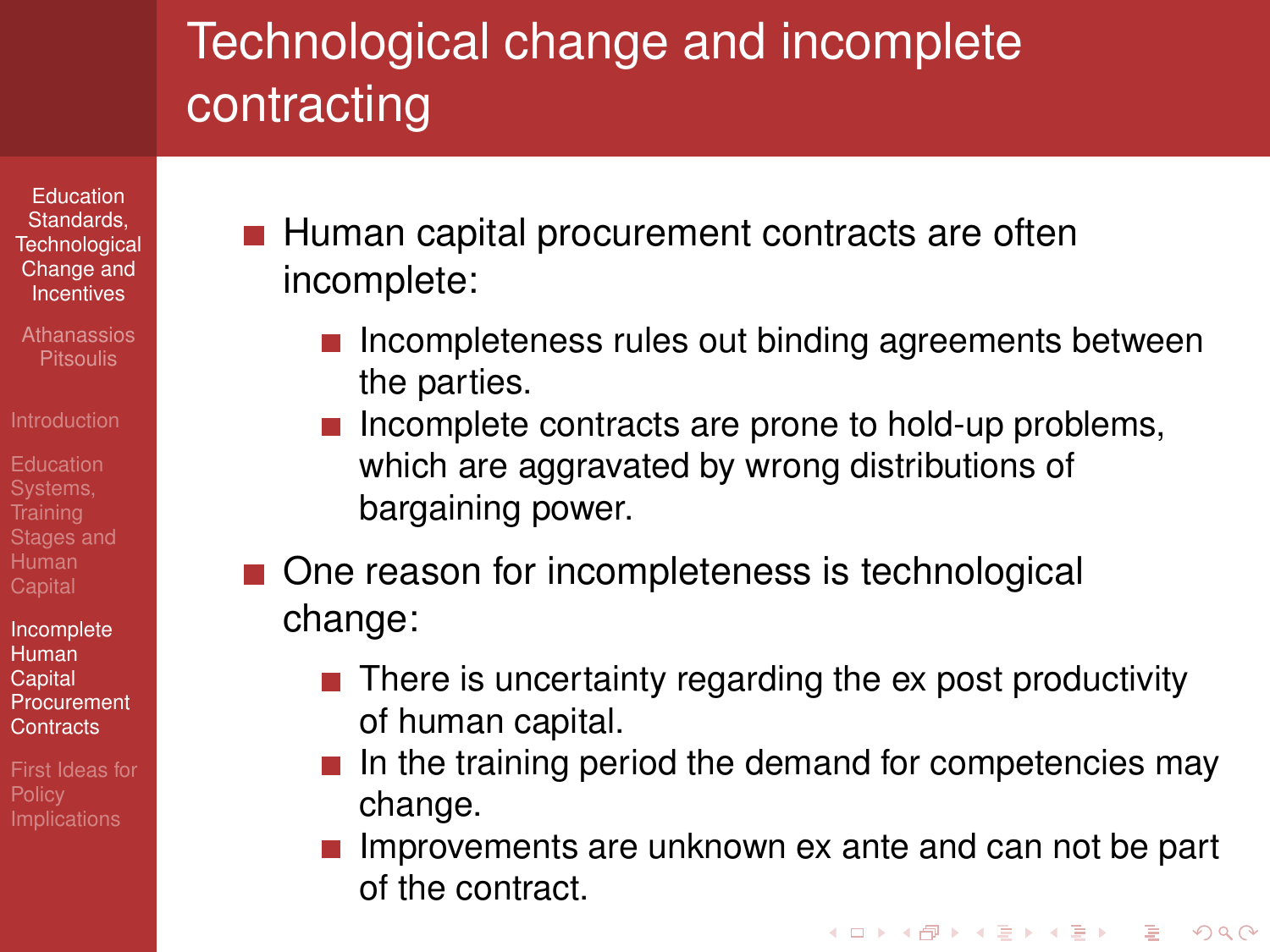# Technological change and incomplete contracting

- Human capital procurement contracts are often incomplete:
  - Incompleteness rules out binding agreements between the parties.
  - Incomplete contracts are prone to hold-up problems, which are aggravated by wrong distributions of bargaining power.
- One reason for incompleteness is technological change:
  - There is uncertainty regarding the ex post productivity of human capital.
  - In the training period the demand for competencies may change.
  - Improvements are unknown ex ante and can not be part of the contract.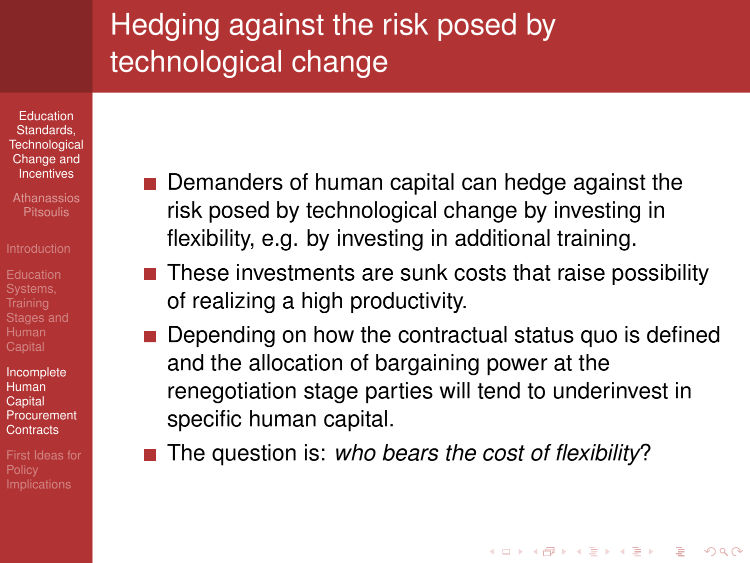# Hedging against the risk posed by technological change

- Demanders of human capital can hedge against the risk posed by technological change by investing in flexibility, e.g. by investing in additional training.
- These investments are sunk costs that raise possibility of realizing a high productivity.
- Depending on how the contractual status quo is defined and the allocation of bargaining power at the renegotiation stage parties will tend to underinvest in specific human capital.
- The question is: *who bears the cost of flexibility*?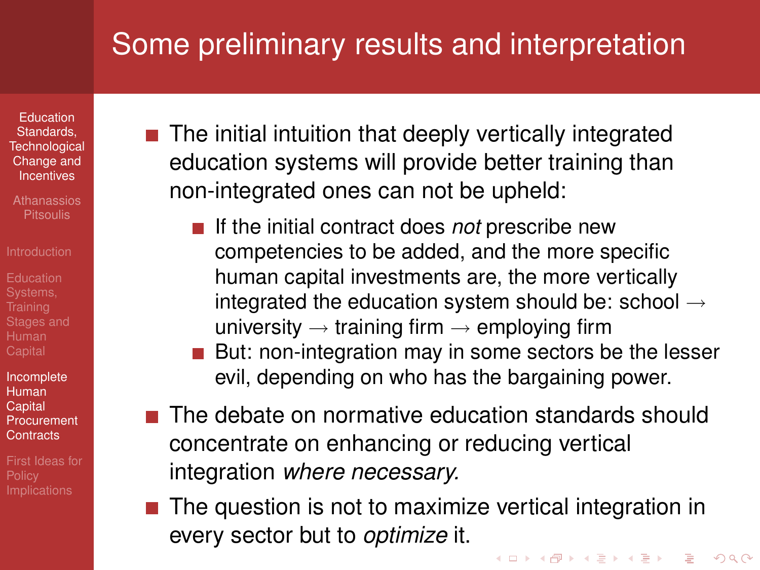# Some preliminary results and interpretation

- The initial intuition that deeply vertically integrated education systems will provide better training than non-integrated ones can not be upheld:
  - If the initial contract does *not* prescribe new competencies to be added, and the more specific human capital investments are, the more vertically integrated the education system should be: school $\rightarrow$ university $\rightarrow$ training firm $\rightarrow$ employing firm
  - But: non-integration may in some sectors be the lesser evil, depending on who has the bargaining power.
- The debate on normative education standards should concentrate on enhancing or reducing vertical integration *where necessary.*
- The question is not to maximize vertical integration in every sector but to *optimize* it.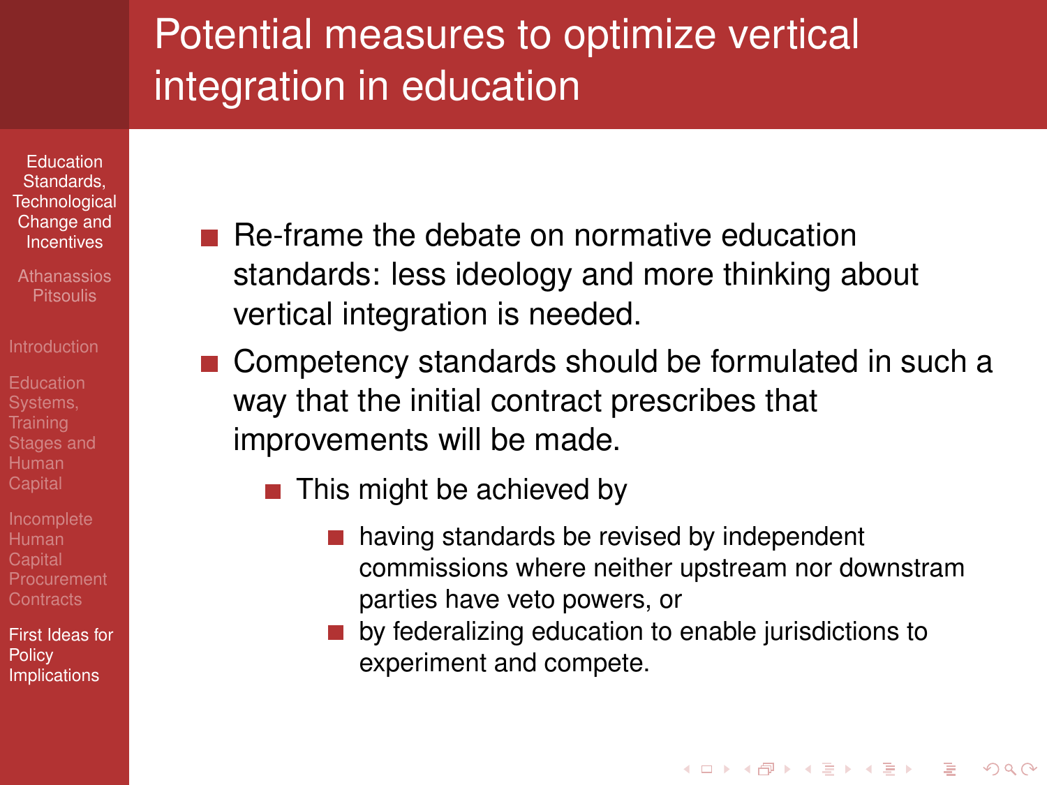# Potential measures to optimize vertical integration in education

- Re-frame the debate on normative education standards: less ideology and more thinking about vertical integration is needed.
- Competency standards should be formulated in such a way that the initial contract prescribes that improvements will be made.
  - This might be achieved by
    - having standards be revised by independent commissions where neither upstream nor downstram parties have veto powers, or
    - by federalizing education to enable jurisdictions to experiment and compete.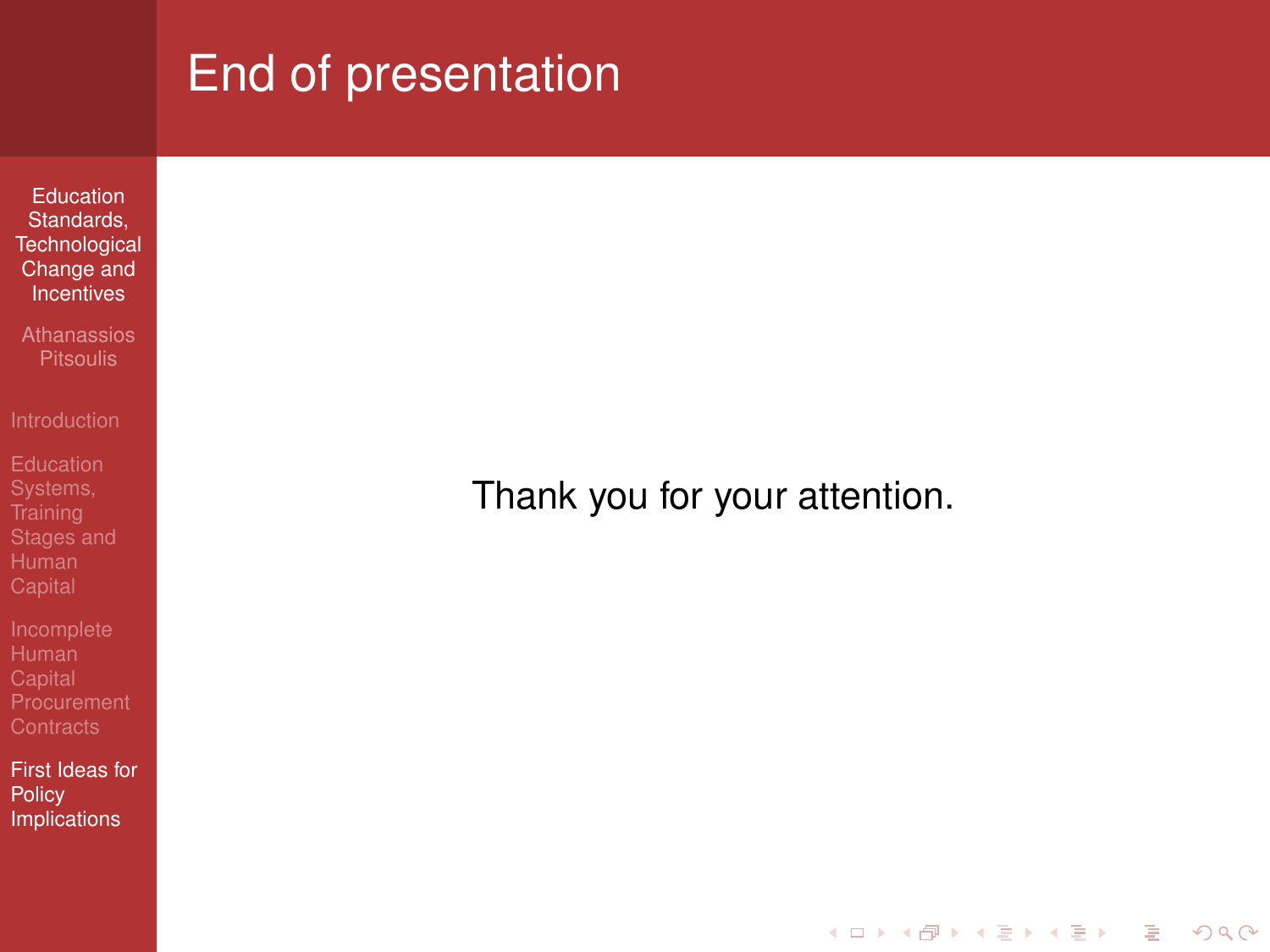# End of presentation

Thank you for your attention.